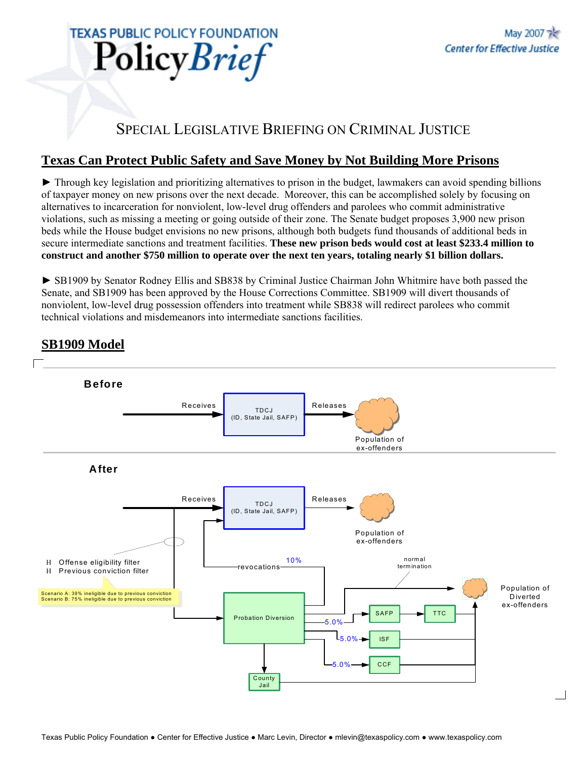# Texas Public Policy Foundation PolicyBrief

May 2007

Center for Effective Justice

## Special Legislative Briefing on Criminal Justice

## Texas Can Protect Public Safety and Save Money by Not Building More Prisons

► Through key legislation and prioritizing alternatives to prison in the budget, lawmakers can avoid spending billions of taxpayer money on new prisons over the next decade. Moreover, this can be accomplished solely by focusing on alternatives to incarceration for nonviolent, low-level drug offenders and parolees who commit administrative violations, such as missing a meeting or going outside of their zone. The Senate budget proposes 3,900 new prison beds while the House budget envisions no new prisons, although both budgets fund thousands of additional beds in secure intermediate sanctions and treatment facilities. **These new prison beds would cost at least $233.4 million to construct and another $750 million to operate over the next ten years, totaling nearly $1 billion dollars.**

► SB1909 by Senator Rodney Ellis and SB838 by Criminal Justice Chairman John Whitmire have both passed the Senate, and SB1909 has been approved by the House Corrections Committee. SB1909 will divert thousands of nonviolent, low-level drug possession offenders into treatment while SB838 will redirect parolees who commit technical violations and misdemeanors into intermediate sanctions facilities.

## SB1909 Model

**Before**

Receives → TDCJ (ID, State Jail, SAFP) → Releases → Population of ex-offenders

**After**

Receives → TDCJ (ID, State Jail, SAFP) → Releases → Population of ex-offenders

- Offense eligibility filter
- Previous conviction filter

Scenario A: 39% ineligible due to previous conviction
Scenario B: 75% ineligible due to previous conviction

Probation Diversion → revocations (10%) → TDCJ

Probation Diversion → normal termination → Population of Diverted ex-offenders

Probation Diversion → 5.0% → SAFP → TTC

Probation Diversion → 5.0% → ISF

Probation Diversion → 5.0% → CCF

Probation Diversion → County Jail

SAFP/TTC, ISF, CCF, County Jail → Population of Diverted ex-offenders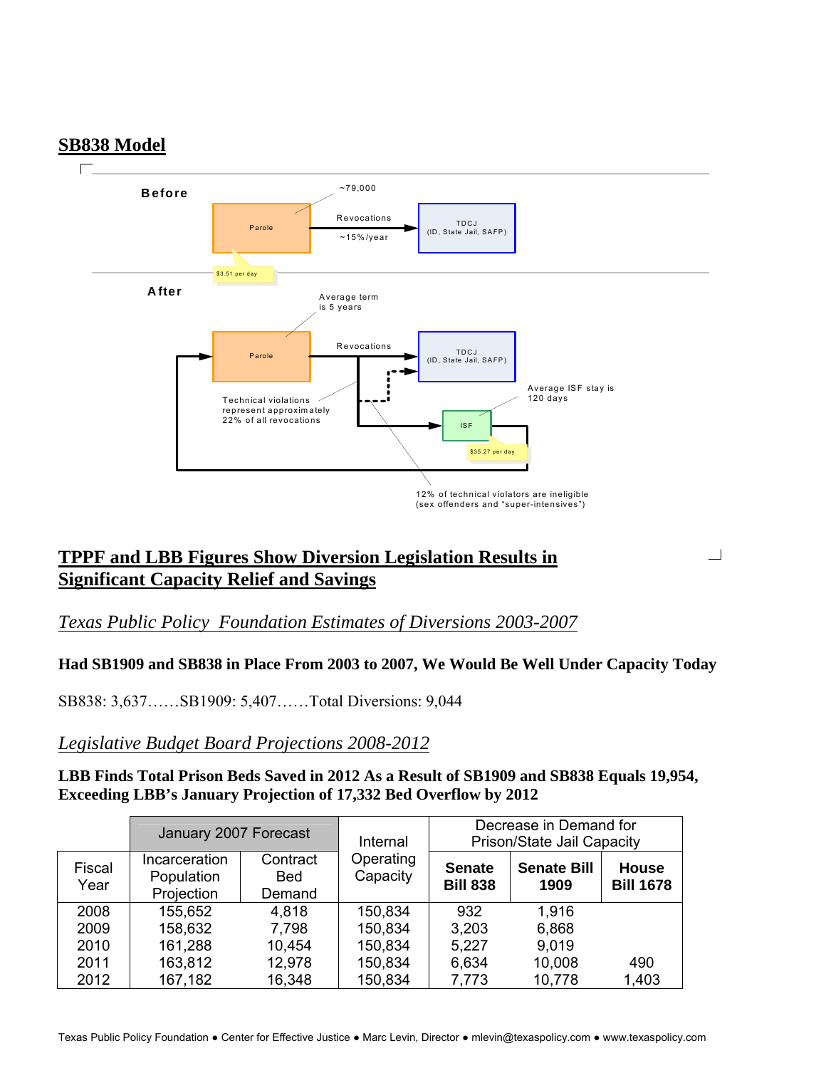## SB838 Model

**Before**

~79,000

Parole → Revocations ~15%/year → TDCJ (ID, State Jail, SAFP)

$3.51 per day

**After**

Average term is 5 years

Parole → Revocations → TDCJ (ID, State Jail, SAFP)

Technical violations represent approximately 22% of all revocations

ISF

Average ISF stay is 120 days

$35.27 per day

12% of technical violators are ineligible (sex offenders and "super-intensives")

## TPPF and LBB Figures Show Diversion Legislation Results in Significant Capacity Relief and Savings

*Texas Public Policy Foundation Estimates of Diversions 2003-2007*

**Had SB1909 and SB838 in Place From 2003 to 2007, We Would Be Well Under Capacity Today**

SB838: 3,637……SB1909: 5,407……Total Diversions: 9,044

*Legislative Budget Board Projections 2008-2012*

**LBB Finds Total Prison Beds Saved in 2012 As a Result of SB1909 and SB838 Equals 19,954, Exceeding LBB's January Projection of 17,332 Bed Overflow by 2012**

| | January 2007 Forecast | | Internal Operating Capacity | Decrease in Demand for Prison/State Jail Capacity | | |
|---|---|---|---|---|---|---|
| Fiscal Year | Incarceration Population Projection | Contract Bed Demand | | **Senate Bill 838** | **Senate Bill 1909** | **House Bill 1678** |
| 2008 | 155,652 | 4,818 | 150,834 | 932 | 1,916 | |
| 2009 | 158,632 | 7,798 | 150,834 | 3,203 | 6,868 | |
| 2010 | 161,288 | 10,454 | 150,834 | 5,227 | 9,019 | |
| 2011 | 163,812 | 12,978 | 150,834 | 6,634 | 10,008 | 490 |
| 2012 | 167,182 | 16,348 | 150,834 | 7,773 | 10,778 | 1,403 |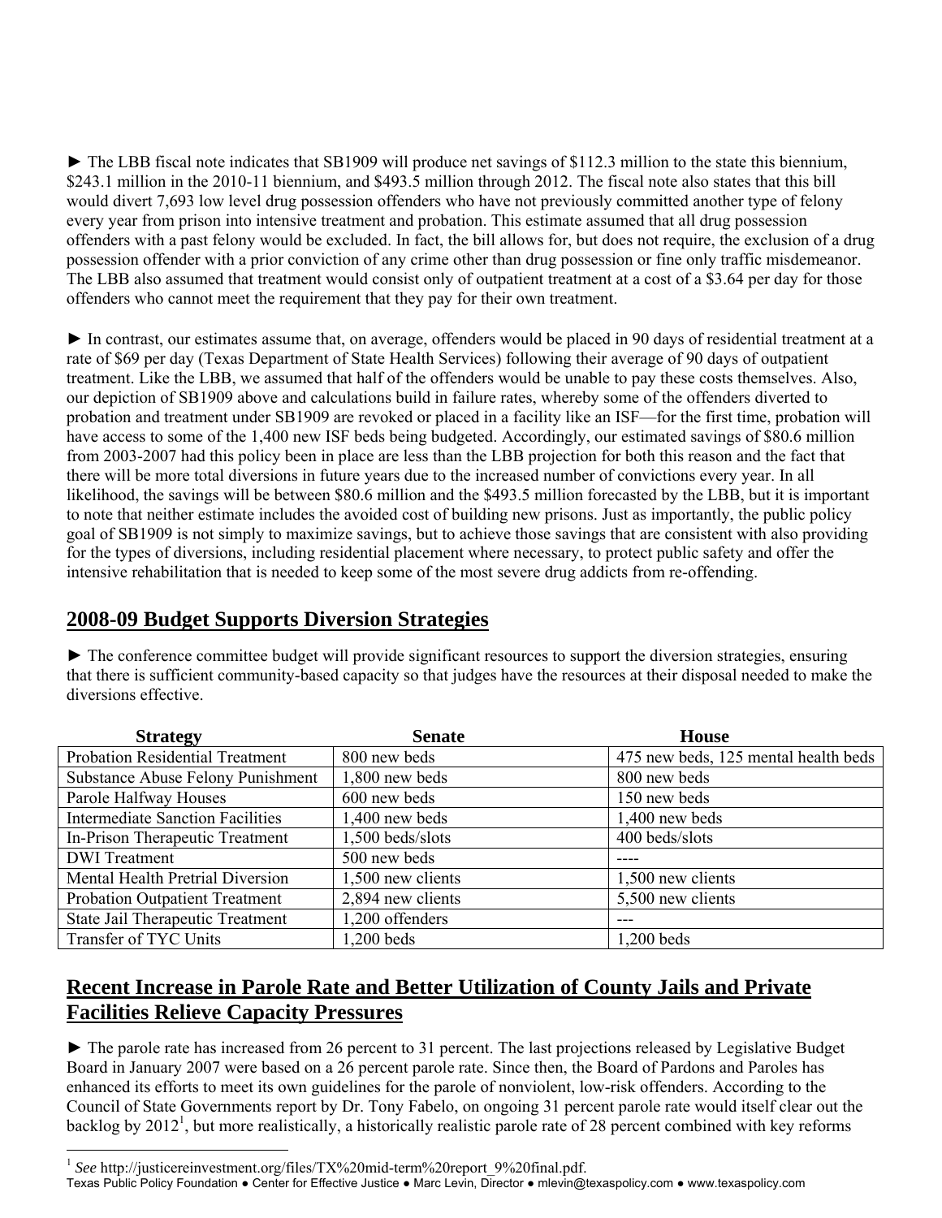► The LBB fiscal note indicates that SB1909 will produce net savings of $112.3 million to the state this biennium, $243.1 million in the 2010-11 biennium, and $493.5 million through 2012. The fiscal note also states that this bill would divert 7,693 low level drug possession offenders who have not previously committed another type of felony every year from prison into intensive treatment and probation. This estimate assumed that all drug possession offenders with a past felony would be excluded. In fact, the bill allows for, but does not require, the exclusion of a drug possession offender with a prior conviction of any crime other than drug possession or fine only traffic misdemeanor. The LBB also assumed that treatment would consist only of outpatient treatment at a cost of a $3.64 per day for those offenders who cannot meet the requirement that they pay for their own treatment.

► In contrast, our estimates assume that, on average, offenders would be placed in 90 days of residential treatment at a rate of $69 per day (Texas Department of State Health Services) following their average of 90 days of outpatient treatment. Like the LBB, we assumed that half of the offenders would be unable to pay these costs themselves. Also, our depiction of SB1909 above and calculations build in failure rates, whereby some of the offenders diverted to probation and treatment under SB1909 are revoked or placed in a facility like an ISF—for the first time, probation will have access to some of the 1,400 new ISF beds being budgeted. Accordingly, our estimated savings of $80.6 million from 2003-2007 had this policy been in place are less than the LBB projection for both this reason and the fact that there will be more total diversions in future years due to the increased number of convictions every year. In all likelihood, the savings will be between $80.6 million and the $493.5 million forecasted by the LBB, but it is important to note that neither estimate includes the avoided cost of building new prisons. Just as importantly, the public policy goal of SB1909 is not simply to maximize savings, but to achieve those savings that are consistent with also providing for the types of diversions, including residential placement where necessary, to protect public safety and offer the intensive rehabilitation that is needed to keep some of the most severe drug addicts from re-offending.

## 2008-09 Budget Supports Diversion Strategies

► The conference committee budget will provide significant resources to support the diversion strategies, ensuring that there is sufficient community-based capacity so that judges have the resources at their disposal needed to make the diversions effective.

| Strategy | Senate | House |
|---|---|---|
| Probation Residential Treatment | 800 new beds | 475 new beds, 125 mental health beds |
| Substance Abuse Felony Punishment | 1,800 new beds | 800 new beds |
| Parole Halfway Houses | 600 new beds | 150 new beds |
| Intermediate Sanction Facilities | 1,400 new beds | 1,400 new beds |
| In-Prison Therapeutic Treatment | 1,500 beds/slots | 400 beds/slots |
| DWI Treatment | 500 new beds | ---- |
| Mental Health Pretrial Diversion | 1,500 new clients | 1,500 new clients |
| Probation Outpatient Treatment | 2,894 new clients | 5,500 new clients |
| State Jail Therapeutic Treatment | 1,200 offenders | --- |
| Transfer of TYC Units | 1,200 beds | 1,200 beds |

## Recent Increase in Parole Rate and Better Utilization of County Jails and Private Facilities Relieve Capacity Pressures

► The parole rate has increased from 26 percent to 31 percent. The last projections released by Legislative Budget Board in January 2007 were based on a 26 percent parole rate. Since then, the Board of Pardons and Paroles has enhanced its efforts to meet its own guidelines for the parole of nonviolent, low-risk offenders. According to the Council of State Governments report by Dr. Tony Fabelo, on ongoing 31 percent parole rate would itself clear out the backlog by 2012[1], but more realistically, a historically realistic parole rate of 28 percent combined with key reforms

[1] *See* http://justicereinvestment.org/files/TX%20mid-term%20report_9%20final.pdf.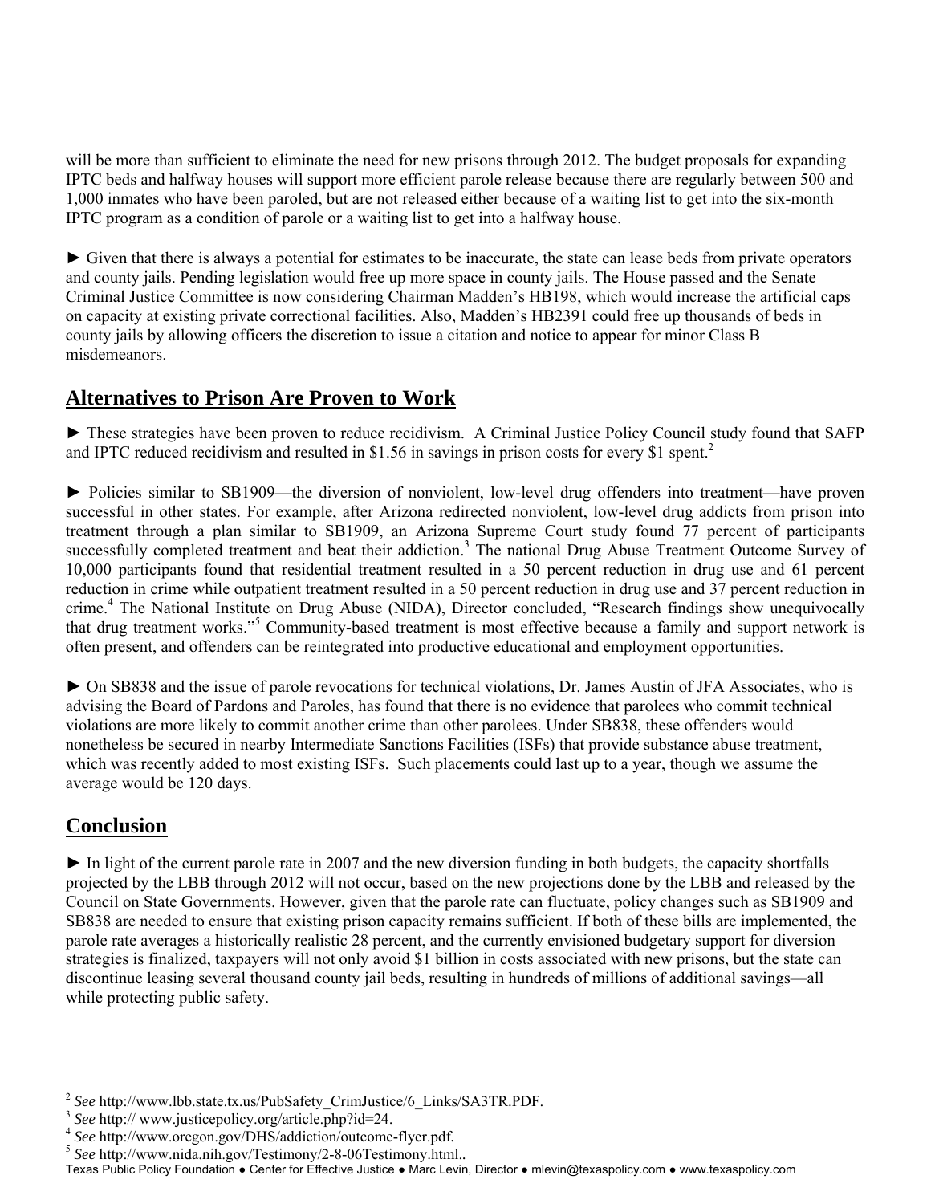will be more than sufficient to eliminate the need for new prisons through 2012. The budget proposals for expanding IPTC beds and halfway houses will support more efficient parole release because there are regularly between 500 and 1,000 inmates who have been paroled, but are not released either because of a waiting list to get into the six-month IPTC program as a condition of parole or a waiting list to get into a halfway house.

► Given that there is always a potential for estimates to be inaccurate, the state can lease beds from private operators and county jails. Pending legislation would free up more space in county jails. The House passed and the Senate Criminal Justice Committee is now considering Chairman Madden's HB198, which would increase the artificial caps on capacity at existing private correctional facilities. Also, Madden's HB2391 could free up thousands of beds in county jails by allowing officers the discretion to issue a citation and notice to appear for minor Class B misdemeanors.

## Alternatives to Prison Are Proven to Work

► These strategies have been proven to reduce recidivism. A Criminal Justice Policy Council study found that SAFP and IPTC reduced recidivism and resulted in $1.56 in savings in prison costs for every $1 spent.[2]

► Policies similar to SB1909—the diversion of nonviolent, low-level drug offenders into treatment—have proven successful in other states. For example, after Arizona redirected nonviolent, low-level drug addicts from prison into treatment through a plan similar to SB1909, an Arizona Supreme Court study found 77 percent of participants successfully completed treatment and beat their addiction.[3] The national Drug Abuse Treatment Outcome Survey of 10,000 participants found that residential treatment resulted in a 50 percent reduction in drug use and 61 percent reduction in crime while outpatient treatment resulted in a 50 percent reduction in drug use and 37 percent reduction in crime.[4] The National Institute on Drug Abuse (NIDA), Director concluded, "Research findings show unequivocally that drug treatment works."[5] Community-based treatment is most effective because a family and support network is often present, and offenders can be reintegrated into productive educational and employment opportunities.

► On SB838 and the issue of parole revocations for technical violations, Dr. James Austin of JFA Associates, who is advising the Board of Pardons and Paroles, has found that there is no evidence that parolees who commit technical violations are more likely to commit another crime than other parolees. Under SB838, these offenders would nonetheless be secured in nearby Intermediate Sanctions Facilities (ISFs) that provide substance abuse treatment, which was recently added to most existing ISFs. Such placements could last up to a year, though we assume the average would be 120 days.

## Conclusion

► In light of the current parole rate in 2007 and the new diversion funding in both budgets, the capacity shortfalls projected by the LBB through 2012 will not occur, based on the new projections done by the LBB and released by the Council on State Governments. However, given that the parole rate can fluctuate, policy changes such as SB1909 and SB838 are needed to ensure that existing prison capacity remains sufficient. If both of these bills are implemented, the parole rate averages a historically realistic 28 percent, and the currently envisioned budgetary support for diversion strategies is finalized, taxpayers will not only avoid $1 billion in costs associated with new prisons, but the state can discontinue leasing several thousand county jail beds, resulting in hundreds of millions of additional savings—all while protecting public safety.

---

[2] *See* http://www.lbb.state.tx.us/PubSafety_CrimJustice/6_Links/SA3TR.PDF.

[3] *See* http:// www.justicepolicy.org/article.php?id=24.

[4] *See* http://www.oregon.gov/DHS/addiction/outcome-flyer.pdf.

[5] *See* http://www.nida.nih.gov/Testimony/2-8-06Testimony.html..

Texas Public Policy Foundation ● Center for Effective Justice ● Marc Levin, Director ● mlevin@texaspolicy.com ● www.texaspolicy.com